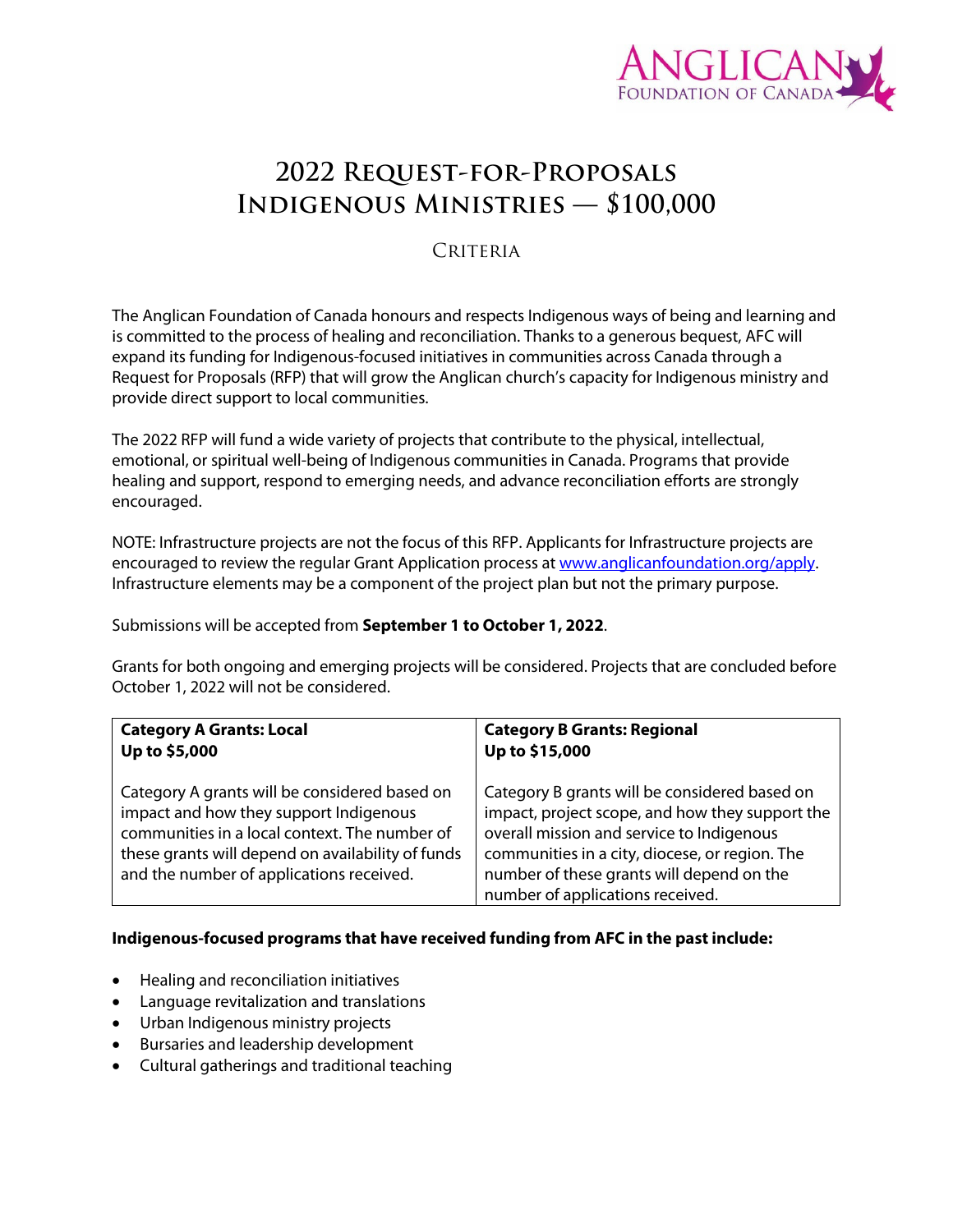# 2022 Request-for-Proposals
# Indigenous Ministries — $100,000

## Criteria

The Anglican Foundation of Canada honours and respects Indigenous ways of being and learning and is committed to the process of healing and reconciliation. Thanks to a generous bequest, AFC will expand its funding for Indigenous-focused initiatives in communities across Canada through a Request for Proposals (RFP) that will grow the Anglican church's capacity for Indigenous ministry and provide direct support to local communities.

The 2022 RFP will fund a wide variety of projects that contribute to the physical, intellectual, emotional, or spiritual well-being of Indigenous communities in Canada. Programs that provide healing and support, respond to emerging needs, and advance reconciliation efforts are strongly encouraged.

NOTE: Infrastructure projects are not the focus of this RFP. Applicants for Infrastructure projects are encouraged to review the regular Grant Application process at [www.anglicanfoundation.org/apply](www.anglicanfoundation.org/apply). Infrastructure elements may be a component of the project plan but not the primary purpose.

Submissions will be accepted from **September 1 to October 1, 2022**.

Grants for both ongoing and emerging projects will be considered. Projects that are concluded before October 1, 2022 will not be considered.

| **Category A Grants: Local**<br>**Up to $5,000** | **Category B Grants: Regional**<br>**Up to $15,000** |
|---|---|
| Category A grants will be considered based on impact and how they support Indigenous communities in a local context. The number of these grants will depend on availability of funds and the number of applications received. | Category B grants will be considered based on impact, project scope, and how they support the overall mission and service to Indigenous communities in a city, diocese, or region. The number of these grants will depend on the number of applications received. |

**Indigenous-focused programs that have received funding from AFC in the past include:**

- Healing and reconciliation initiatives
- Language revitalization and translations
- Urban Indigenous ministry projects
- Bursaries and leadership development
- Cultural gatherings and traditional teaching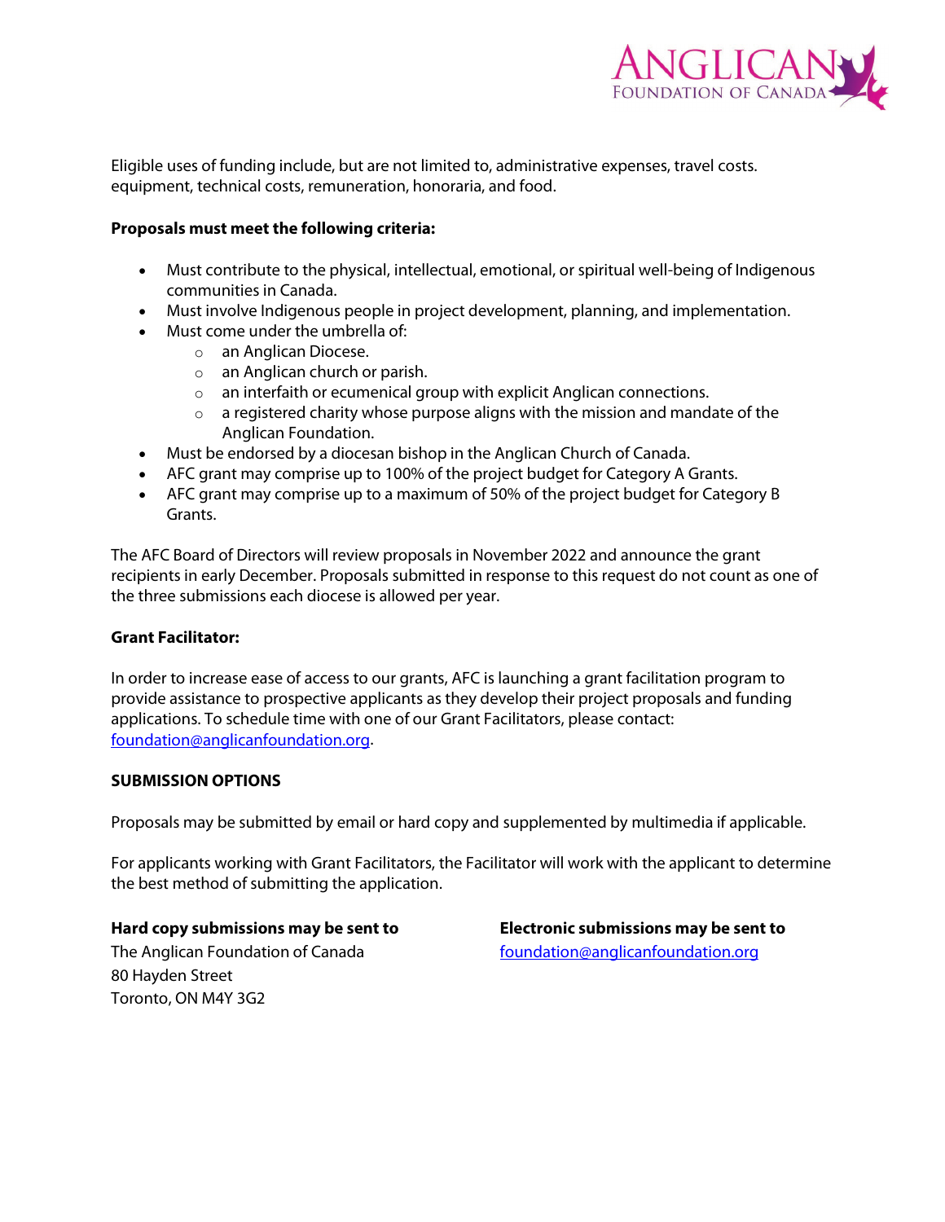Eligible uses of funding include, but are not limited to, administrative expenses, travel costs. equipment, technical costs, remuneration, honoraria, and food.

**Proposals must meet the following criteria:**

- Must contribute to the physical, intellectual, emotional, or spiritual well-being of Indigenous communities in Canada.
- Must involve Indigenous people in project development, planning, and implementation.
- Must come under the umbrella of:
  - an Anglican Diocese.
  - an Anglican church or parish.
  - an interfaith or ecumenical group with explicit Anglican connections.
  - a registered charity whose purpose aligns with the mission and mandate of the Anglican Foundation.
- Must be endorsed by a diocesan bishop in the Anglican Church of Canada.
- AFC grant may comprise up to 100% of the project budget for Category A Grants.
- AFC grant may comprise up to a maximum of 50% of the project budget for Category B Grants.

The AFC Board of Directors will review proposals in November 2022 and announce the grant recipients in early December. Proposals submitted in response to this request do not count as one of the three submissions each diocese is allowed per year.

**Grant Facilitator:**

In order to increase ease of access to our grants, AFC is launching a grant facilitation program to provide assistance to prospective applicants as they develop their project proposals and funding applications. To schedule time with one of our Grant Facilitators, please contact: foundation@anglicanfoundation.org.

**SUBMISSION OPTIONS**

Proposals may be submitted by email or hard copy and supplemented by multimedia if applicable.

For applicants working with Grant Facilitators, the Facilitator will work with the applicant to determine the best method of submitting the application.

**Hard copy submissions may be sent to**
The Anglican Foundation of Canada
80 Hayden Street
Toronto, ON M4Y 3G2

**Electronic submissions may be sent to**
foundation@anglicanfoundation.org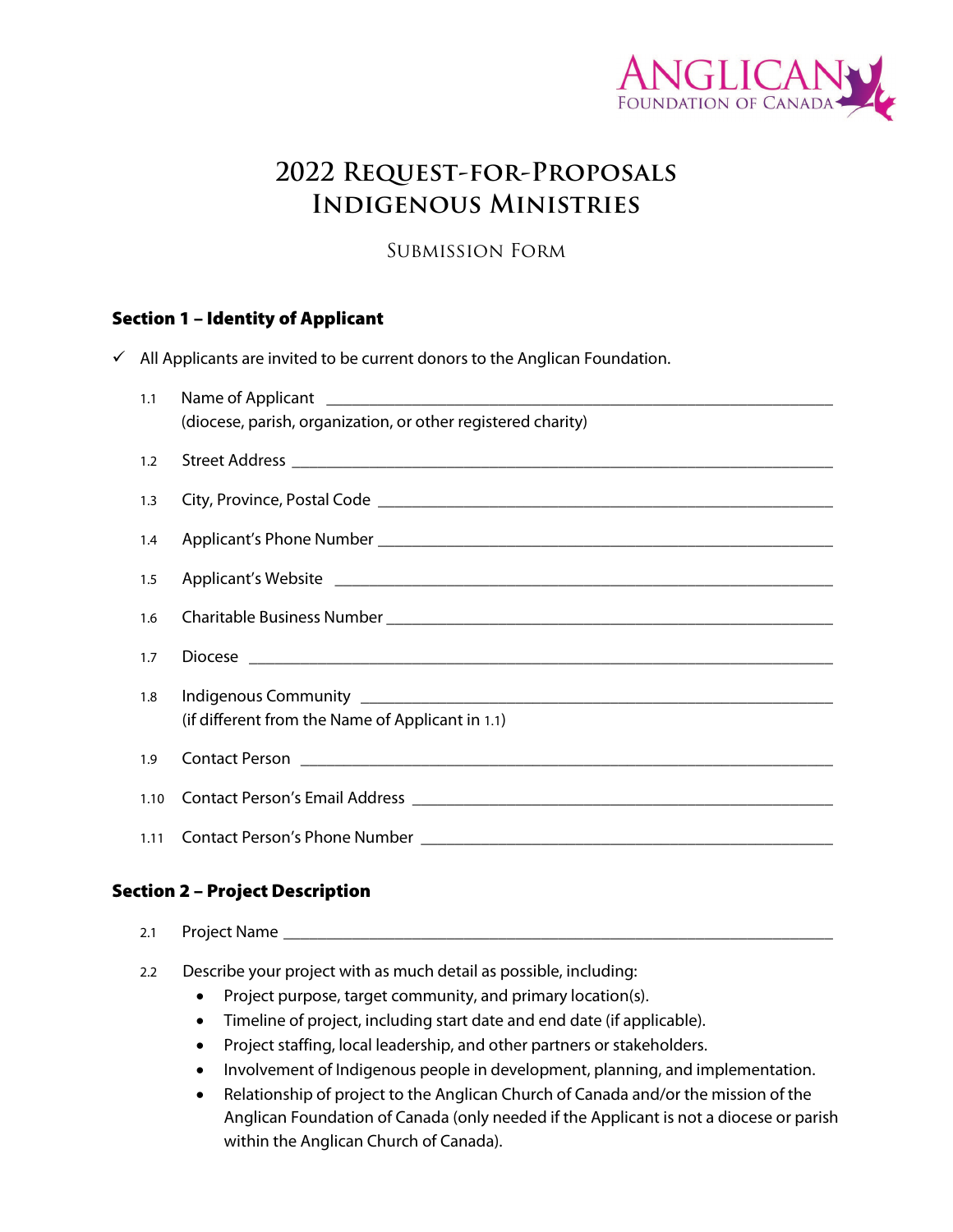# 2022 Request-for-Proposals
# Indigenous Ministries

### Submission Form

## Section 1 – Identity of Applicant

✓ All Applicants are invited to be current donors to the Anglican Foundation.

1.1 Name of Applicant ____________________
(diocese, parish, organization, or other registered charity)

1.2 Street Address ____________________

1.3 City, Province, Postal Code ____________________

1.4 Applicant's Phone Number ____________________

1.5 Applicant's Website ____________________

1.6 Charitable Business Number ____________________

1.7 Diocese ____________________

1.8 Indigenous Community ____________________
(if different from the Name of Applicant in 1.1)

1.9 Contact Person ____________________

1.10 Contact Person's Email Address ____________________

1.11 Contact Person's Phone Number ____________________

## Section 2 – Project Description

2.1 Project Name ____________________

2.2 Describe your project with as much detail as possible, including:

- Project purpose, target community, and primary location(s).
- Timeline of project, including start date and end date (if applicable).
- Project staffing, local leadership, and other partners or stakeholders.
- Involvement of Indigenous people in development, planning, and implementation.
- Relationship of project to the Anglican Church of Canada and/or the mission of the Anglican Foundation of Canada (only needed if the Applicant is not a diocese or parish within the Anglican Church of Canada).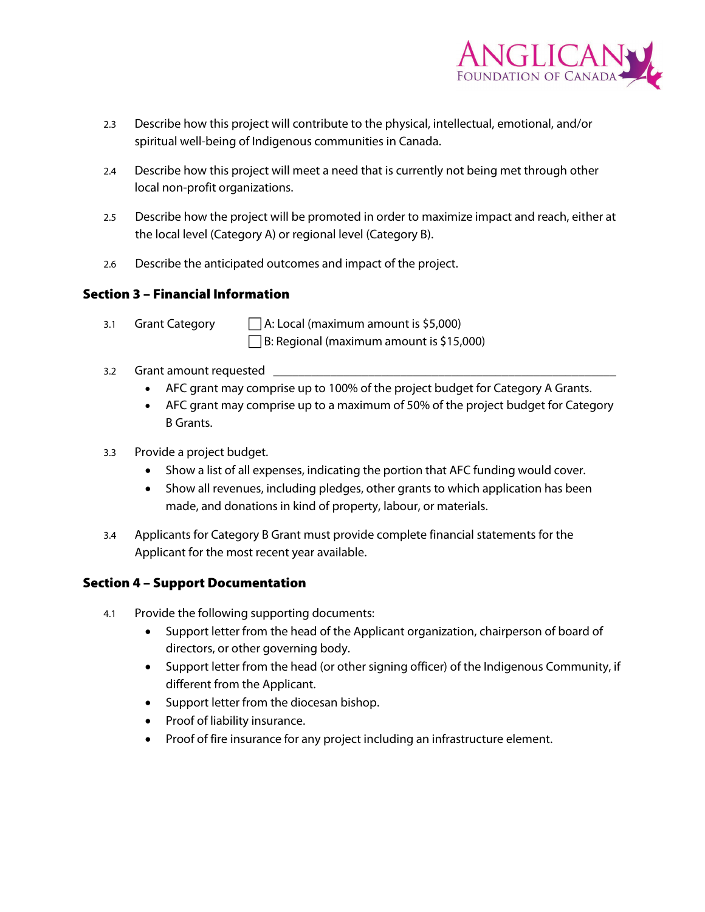2.3 Describe how this project will contribute to the physical, intellectual, emotional, and/or spiritual well-being of Indigenous communities in Canada.

2.4 Describe how this project will meet a need that is currently not being met through other local non-profit organizations.

2.5 Describe how the project will be promoted in order to maximize impact and reach, either at the local level (Category A) or regional level (Category B).

2.6 Describe the anticipated outcomes and impact of the project.

## Section 3 – Financial Information

3.1 Grant Category

☐ A: Local (maximum amount is $5,000)

☐ B: Regional (maximum amount is $15,000)

3.2 Grant amount requested ______________________________

- AFC grant may comprise up to 100% of the project budget for Category A Grants.
- AFC grant may comprise up to a maximum of 50% of the project budget for Category B Grants.

3.3 Provide a project budget.

- Show a list of all expenses, indicating the portion that AFC funding would cover.
- Show all revenues, including pledges, other grants to which application has been made, and donations in kind of property, labour, or materials.

3.4 Applicants for Category B Grant must provide complete financial statements for the Applicant for the most recent year available.

## Section 4 – Support Documentation

4.1 Provide the following supporting documents:

- Support letter from the head of the Applicant organization, chairperson of board of directors, or other governing body.
- Support letter from the head (or other signing officer) of the Indigenous Community, if different from the Applicant.
- Support letter from the diocesan bishop.
- Proof of liability insurance.
- Proof of fire insurance for any project including an infrastructure element.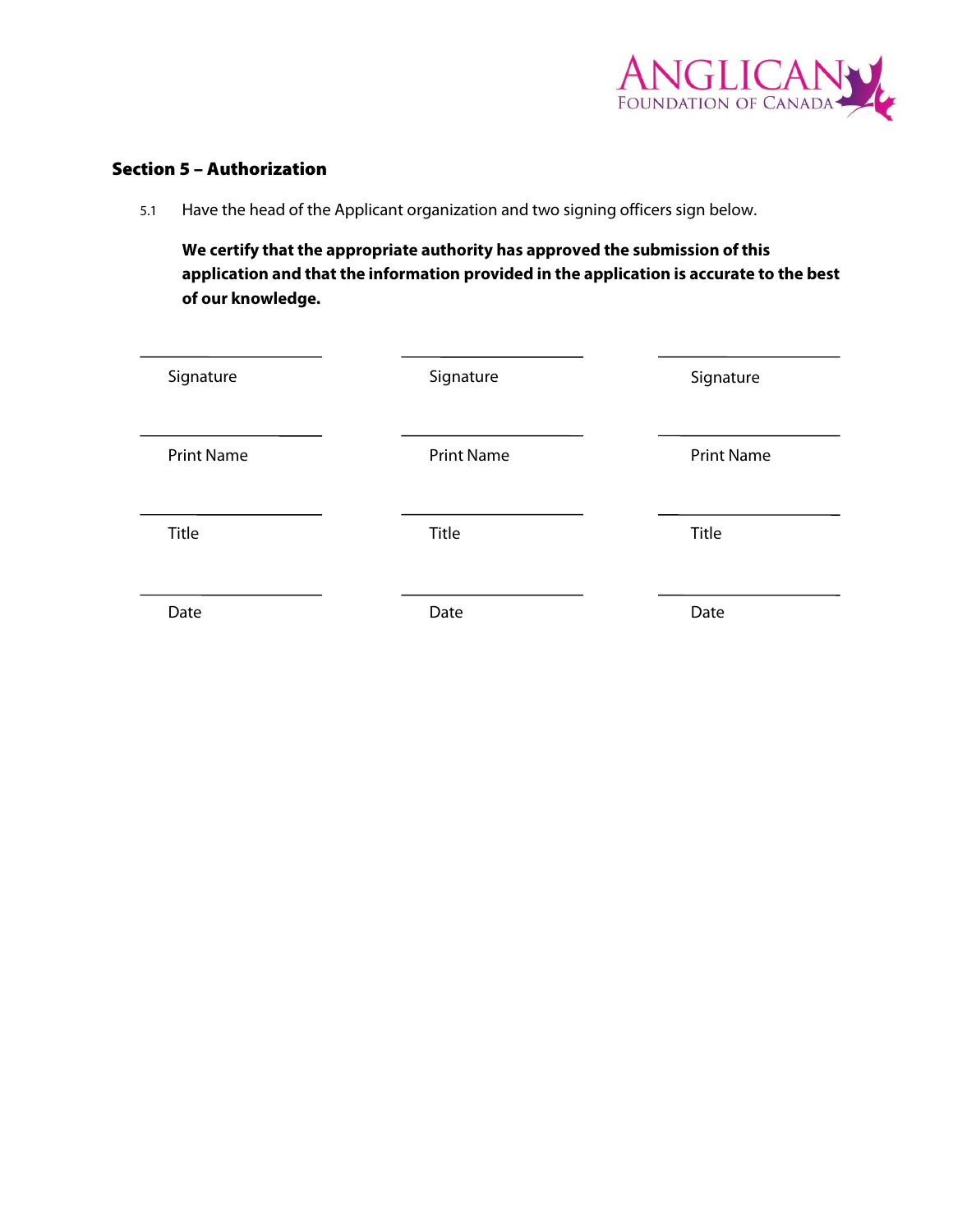## Section 5 – Authorization

5.1 Have the head of the Applicant organization and two signing officers sign below.

**We certify that the appropriate authority has approved the submission of this application and that the information provided in the application is accurate to the best of our knowledge.**

| | | |
|---|---|---|
| Signature | Signature | Signature |
| Print Name | Print Name | Print Name |
| Title | Title | Title |
| Date | Date | Date |